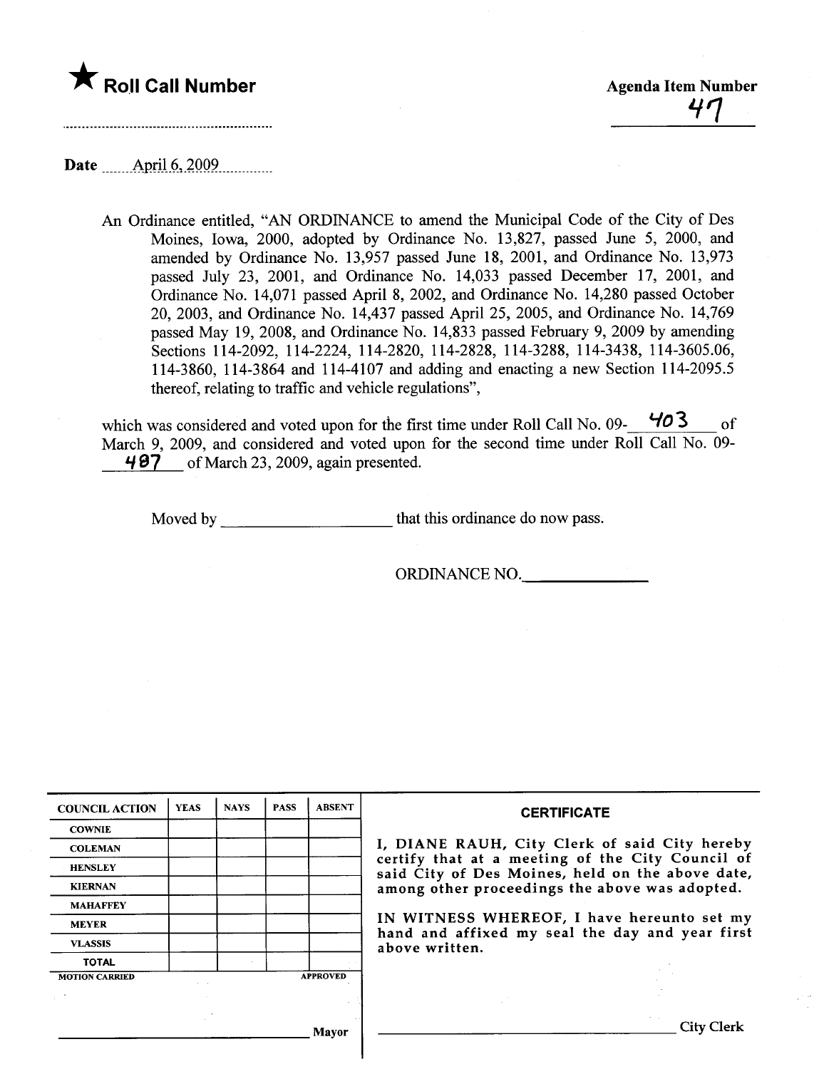★ **Roll Call Number**

..........................................................

**Agenda Item Number**

47

Date ......April 6, 2009..............

An Ordinance entitled, "AN ORDINANCE to amend the Municipal Code of the City of Des Moines, Iowa, 2000, adopted by Ordinance No. 13,827, passed June 5, 2000, and amended by Ordinance No. 13,957 passed June 18, 2001, and Ordinance No. 13,973 passed July 23, 2001, and Ordinance No. 14,033 passed December 17, 2001, and Ordinance No. 14,071 passed April 8, 2002, and Ordinance No. 14,280 passed October 20, 2003, and Ordinance No. 14,437 passed April 25, 2005, and Ordinance No. 14,769 passed May 19, 2008, and Ordinance No. 14,833 passed February 9, 2009 by amending Sections 114-2092, 114-2224, 114-2820, 114-2828, 114-3288, 114-3438, 114-3605.06, 114-3860, 114-3864 and 114-4107 and adding and enacting a new Section 114-2095.5 thereof, relating to traffic and vehicle regulations",

which was considered and voted upon for the first time under Roll Call No. 09-\_\_\_403\_\_\_ of March 9, 2009, and considered and voted upon for the second time under Roll Call No. 09-\_\_\_487\_\_\_ of March 23, 2009, again presented.

Moved by \_\_\_\_\_\_\_\_\_\_\_\_\_\_\_\_\_\_\_\_ that this ordinance do now pass.

ORDINANCE NO.\_\_\_\_\_\_\_\_\_\_\_\_\_\_\_

| COUNCIL ACTION | YEAS | NAYS | PASS | ABSENT |
|---|---|---|---|---|
| COWNIE | | | | |
| COLEMAN | | | | |
| HENSLEY | | | | |
| KIERNAN | | | | |
| MAHAFFEY | | | | |
| MEYER | | | | |
| VLASSIS | | | | |
| TOTAL | | | | |

MOTION CARRIED APPROVED

\_\_\_\_\_\_\_\_\_\_\_\_\_\_\_\_\_\_\_\_\_\_\_\_\_\_\_\_\_\_ Mayor

**CERTIFICATE**

I, DIANE RAUH, City Clerk of said City hereby certify that at a meeting of the City Council of said City of Des Moines, held on the above date, among other proceedings the above was adopted.

IN WITNESS WHEREOF, I have hereunto set my hand and affixed my seal the day and year first above written.

\_\_\_\_\_\_\_\_\_\_\_\_\_\_\_\_\_\_\_\_\_\_\_\_\_\_\_\_\_\_ City Clerk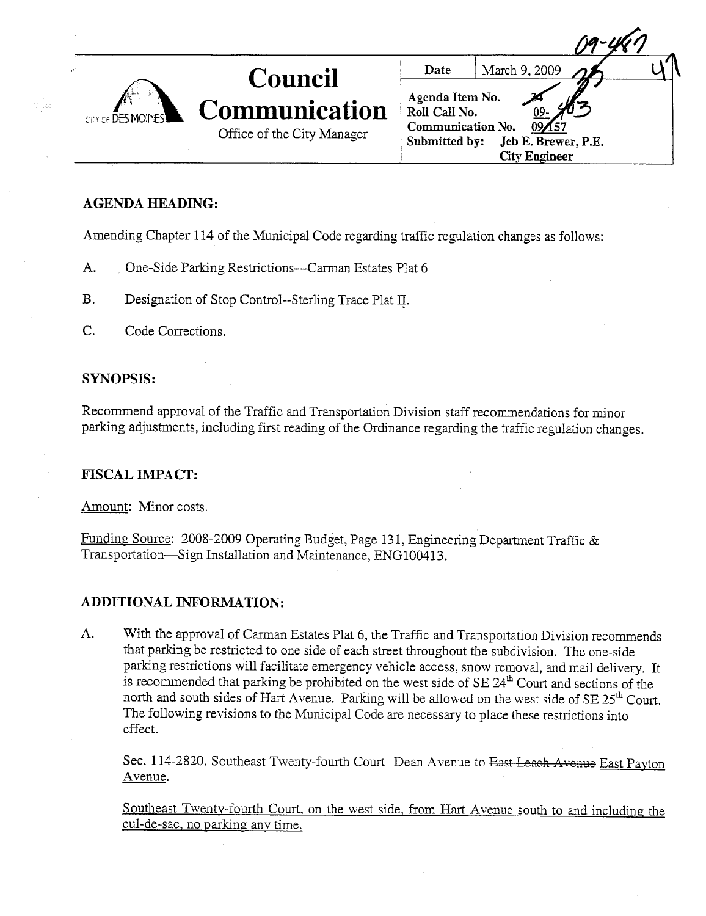| Council Communication | Date | March 9, 2009 |
| --- | --- | --- |
| Office of the City Manager | Agenda Item No. | 34 |
| | Roll Call No. | 09-403 |
| | Communication No. | 09/157 |
| | Submitted by: | Jeb E. Brewer, P.E. City Engineer |

## AGENDA HEADING:

Amending Chapter 114 of the Municipal Code regarding traffic regulation changes as follows:

A. One-Side Parking Restrictions—Carman Estates Plat 6

B. Designation of Stop Control--Sterling Trace Plat II.

C. Code Corrections.

## SYNOPSIS:

Recommend approval of the Traffic and Transportation Division staff recommendations for minor parking adjustments, including first reading of the Ordinance regarding the traffic regulation changes.

## FISCAL IMPACT:

Amount: Minor costs.

Funding Source: 2008-2009 Operating Budget, Page 131, Engineering Department Traffic & Transportation—Sign Installation and Maintenance, ENG100413.

## ADDITIONAL INFORMATION:

A. With the approval of Carman Estates Plat 6, the Traffic and Transportation Division recommends that parking be restricted to one side of each street throughout the subdivision. The one-side parking restrictions will facilitate emergency vehicle access, snow removal, and mail delivery. It is recommended that parking be prohibited on the west side of SE 24[th] Court and sections of the north and south sides of Hart Avenue. Parking will be allowed on the west side of SE 25[th] Court. The following revisions to the Municipal Code are necessary to place these restrictions into effect.

Sec. 114-2820. Southeast Twenty-fourth Court--Dean Avenue to ~~East Leach Avenue~~ East Payton Avenue.

Southeast Twenty-fourth Court, on the west side, from Hart Avenue south to and including the cul-de-sac, no parking any time.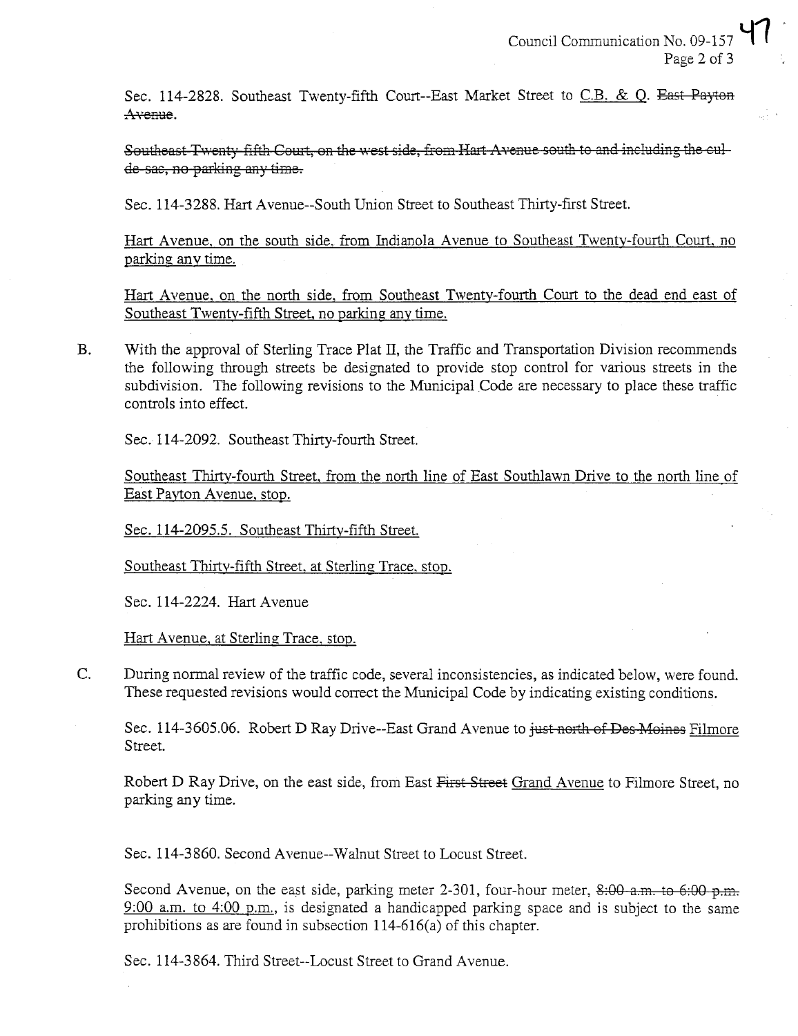Sec. 114-2828. Southeast Twenty-fifth Court--East Market Street to C.B. & Q. ~~East Payton Avenue~~.

~~Southeast Twenty-fifth Court, on the west side, from Hart Avenue south to and including the cul-de-sac, no parking any time.~~

Sec. 114-3288. Hart Avenue--South Union Street to Southeast Thirty-first Street.

Hart Avenue, on the south side, from Indianola Avenue to Southeast Twenty-fourth Court, no parking any time.

Hart Avenue, on the north side, from Southeast Twenty-fourth Court to the dead end east of Southeast Twenty-fifth Street, no parking any time.

B. With the approval of Sterling Trace Plat II, the Traffic and Transportation Division recommends the following through streets be designated to provide stop control for various streets in the subdivision. The following revisions to the Municipal Code are necessary to place these traffic controls into effect.

Sec. 114-2092. Southeast Thirty-fourth Street.

Southeast Thirty-fourth Street, from the north line of East Southlawn Drive to the north line of East Payton Avenue, stop.

Sec. 114-2095.5. Southeast Thirty-fifth Street.

Southeast Thirty-fifth Street, at Sterling Trace, stop.

Sec. 114-2224. Hart Avenue

Hart Avenue, at Sterling Trace, stop.

C. During normal review of the traffic code, several inconsistencies, as indicated below, were found. These requested revisions would correct the Municipal Code by indicating existing conditions.

Sec. 114-3605.06. Robert D Ray Drive--East Grand Avenue to ~~just north of Des Moines~~ Filmore Street.

Robert D Ray Drive, on the east side, from East ~~First Street~~ Grand Avenue to Filmore Street, no parking any time.

Sec. 114-3860. Second Avenue--Walnut Street to Locust Street.

Second Avenue, on the east side, parking meter 2-301, four-hour meter, ~~8:00 a.m. to 6:00 p.m.~~ 9:00 a.m. to 4:00 p.m., is designated a handicapped parking space and is subject to the same prohibitions as are found in subsection 114-616(a) of this chapter.

Sec. 114-3864. Third Street--Locust Street to Grand Avenue.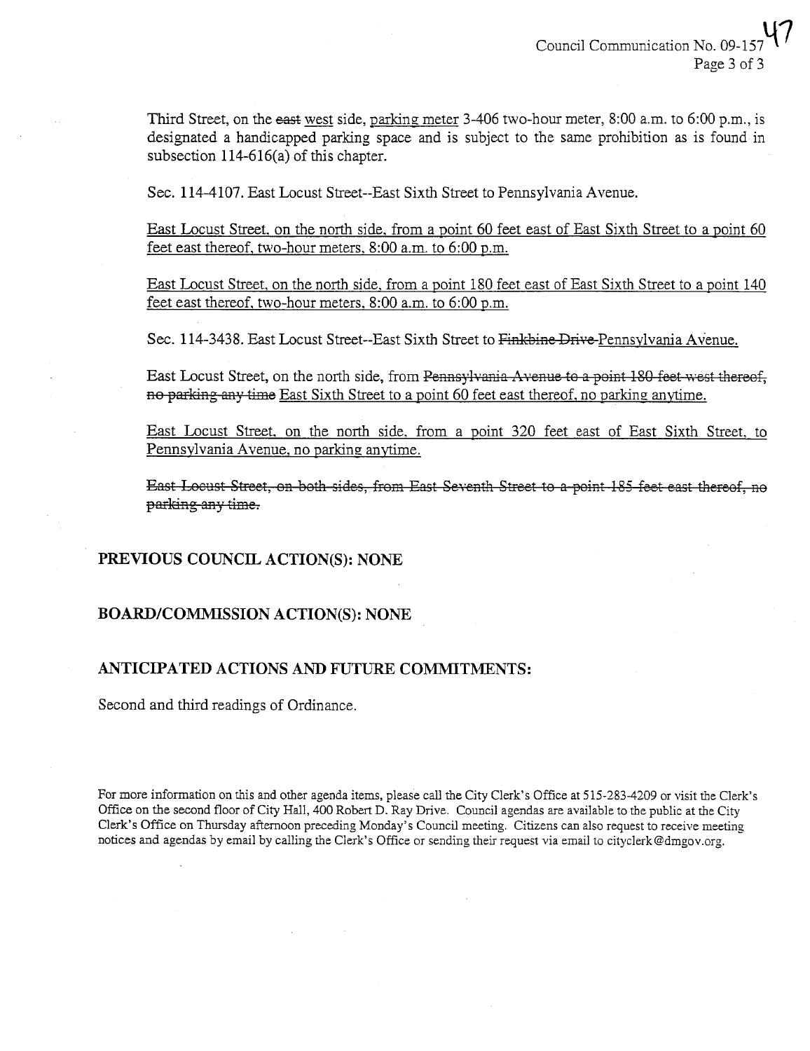Third Street, on the ~~east~~ west side, parking meter 3-406 two-hour meter, 8:00 a.m. to 6:00 p.m., is designated a handicapped parking space and is subject to the same prohibition as is found in subsection 114-616(a) of this chapter.

Sec. 114-4107. East Locust Street--East Sixth Street to Pennsylvania Avenue.

East Locust Street, on the north side, from a point 60 feet east of East Sixth Street to a point 60 feet east thereof, two-hour meters, 8:00 a.m. to 6:00 p.m.

East Locust Street, on the north side, from a point 180 feet east of East Sixth Street to a point 140 feet east thereof, two-hour meters, 8:00 a.m. to 6:00 p.m.

Sec. 114-3438. East Locust Street--East Sixth Street to ~~Finkbine Drive~~ Pennsylvania Avenue.

East Locust Street, on the north side, from ~~Pennsylvania Avenue to a point 180 feet west thereof, no parking any time~~ East Sixth Street to a point 60 feet east thereof, no parking anytime.

East Locust Street, on the north side, from a point 320 feet east of East Sixth Street, to Pennsylvania Avenue, no parking anytime.

~~East Locust Street, on both sides, from East Seventh Street to a point 185 feet east thereof, no parking any time.~~

## PREVIOUS COUNCIL ACTION(S): NONE

## BOARD/COMMISSION ACTION(S): NONE

## ANTICIPATED ACTIONS AND FUTURE COMMITMENTS:

Second and third readings of Ordinance.

For more information on this and other agenda items, please call the City Clerk's Office at 515-283-4209 or visit the Clerk's Office on the second floor of City Hall, 400 Robert D. Ray Drive. Council agendas are available to the public at the City Clerk's Office on Thursday afternoon preceding Monday's Council meeting. Citizens can also request to receive meeting notices and agendas by email by calling the Clerk's Office or sending their request via email to cityclerk@dmgov.org.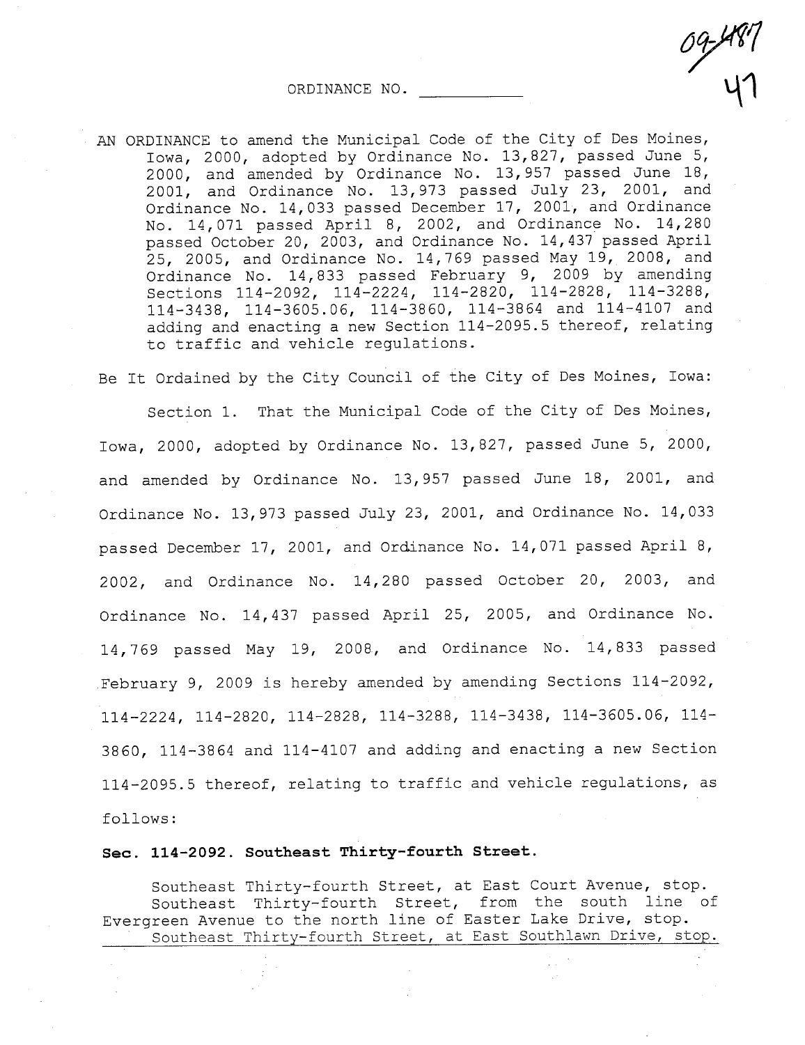09-487

47

ORDINANCE NO. ___________

AN ORDINANCE to amend the Municipal Code of the City of Des Moines, Iowa, 2000, adopted by Ordinance No. 13,827, passed June 5, 2000, and amended by Ordinance No. 13,957 passed June 18, 2001, and Ordinance No. 13,973 passed July 23, 2001, and Ordinance No. 14,033 passed December 17, 2001, and Ordinance No. 14,071 passed April 8, 2002, and Ordinance No. 14,280 passed October 20, 2003, and Ordinance No. 14,437 passed April 25, 2005, and Ordinance No. 14,769 passed May 19, 2008, and Ordinance No. 14,833 passed February 9, 2009 by amending Sections 114-2092, 114-2224, 114-2820, 114-2828, 114-3288, 114-3438, 114-3605.06, 114-3860, 114-3864 and 114-4107 and adding and enacting a new Section 114-2095.5 thereof, relating to traffic and vehicle regulations.

Be It Ordained by the City Council of the City of Des Moines, Iowa:

Section 1. That the Municipal Code of the City of Des Moines, Iowa, 2000, adopted by Ordinance No. 13,827, passed June 5, 2000, and amended by Ordinance No. 13,957 passed June 18, 2001, and Ordinance No. 13,973 passed July 23, 2001, and Ordinance No. 14,033 passed December 17, 2001, and Ordinance No. 14,071 passed April 8, 2002, and Ordinance No. 14,280 passed October 20, 2003, and Ordinance No. 14,437 passed April 25, 2005, and Ordinance No. 14,769 passed May 19, 2008, and Ordinance No. 14,833 passed February 9, 2009 is hereby amended by amending Sections 114-2092, 114-2224, 114-2820, 114-2828, 114-3288, 114-3438, 114-3605.06, 114-3860, 114-3864 and 114-4107 and adding and enacting a new Section 114-2095.5 thereof, relating to traffic and vehicle regulations, as follows:

**Sec. 114-2092. Southeast Thirty-fourth Street.**

Southeast Thirty-fourth Street, at East Court Avenue, stop.
Southeast Thirty-fourth Street, from the south line of Evergreen Avenue to the north line of Easter Lake Drive, stop.
Southeast Thirty-fourth Street, at East Southlawn Drive, stop.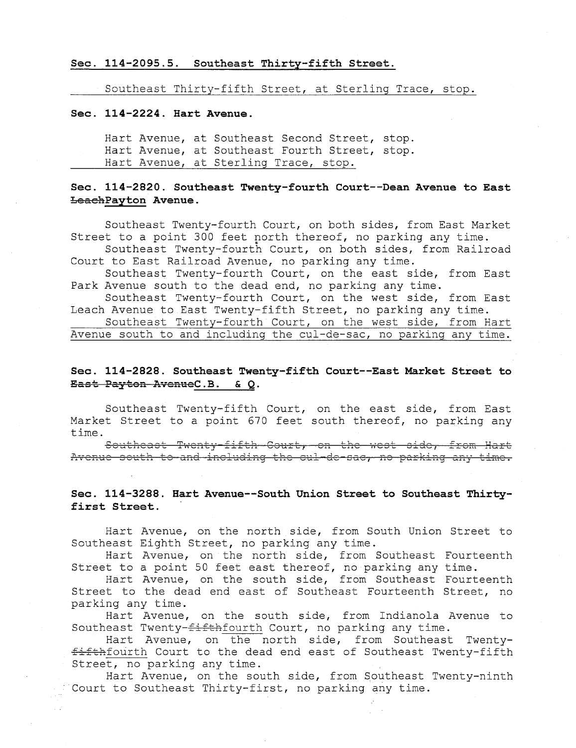**Sec. 114-2095.5. Southeast Thirty-fifth Street.**

Southeast Thirty-fifth Street, at Sterling Trace, stop.

**Sec. 114-2224. Hart Avenue.**

Hart Avenue, at Southeast Second Street, stop.
Hart Avenue, at Southeast Fourth Street, stop.
Hart Avenue, at Sterling Trace, stop.

**Sec. 114-2820. Southeast Twenty-fourth Court--Dean Avenue to East ~~Leach~~Payton Avenue.**

Southeast Twenty-fourth Court, on both sides, from East Market Street to a point 300 feet north thereof, no parking any time.
Southeast Twenty-fourth Court, on both sides, from Railroad Court to East Railroad Avenue, no parking any time.
Southeast Twenty-fourth Court, on the east side, from East Park Avenue south to the dead end, no parking any time.
Southeast Twenty-fourth Court, on the west side, from East Leach Avenue to East Twenty-fifth Street, no parking any time.
Southeast Twenty-fourth Court, on the west side, from Hart Avenue south to and including the cul-de-sac, no parking any time.

**Sec. 114-2828. Southeast Twenty-fifth Court--East Market Street to ~~East Payton Avenue~~C.B. & Q.**

Southeast Twenty-fifth Court, on the east side, from East Market Street to a point 670 feet south thereof, no parking any time.
~~Southeast Twenty-fifth Court, on the west side, from Hart Avenue south to and including the cul-de-sac, no parking any time.~~

**Sec. 114-3288. Hart Avenue--South Union Street to Southeast Thirty-first Street.**

Hart Avenue, on the north side, from South Union Street to Southeast Eighth Street, no parking any time.
Hart Avenue, on the north side, from Southeast Fourteenth Street to a point 50 feet east thereof, no parking any time.
Hart Avenue, on the south side, from Southeast Fourteenth Street to the dead end east of Southeast Fourteenth Street, no parking any time.
Hart Avenue, on the south side, from Indianola Avenue to Southeast Twenty-~~fifth~~fourth Court, no parking any time.
Hart Avenue, on the north side, from Southeast Twenty-~~fifth~~fourth Court to the dead end east of Southeast Twenty-fifth Street, no parking any time.
Hart Avenue, on the south side, from Southeast Twenty-ninth Court to Southeast Thirty-first, no parking any time.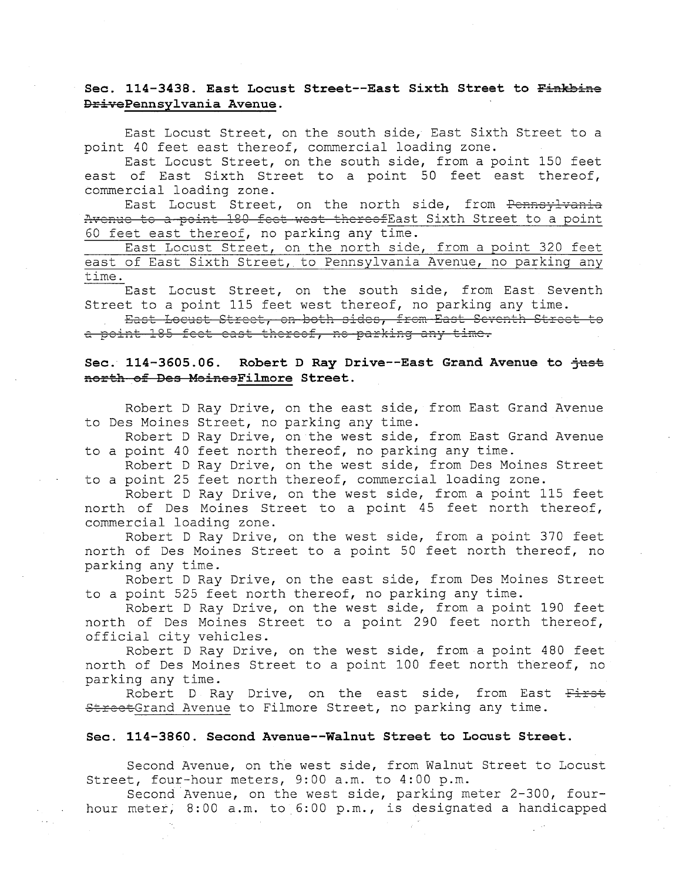**Sec. 114-3438. East Locust Street--East Sixth Street to ~~Finkbine Drive~~<u>Pennsylvania Avenue</u>.**

East Locust Street, on the south side, East Sixth Street to a point 40 feet east thereof, commercial loading zone.

East Locust Street, on the south side, from a point 150 feet east of East Sixth Street to a point 50 feet east thereof, commercial loading zone.

East Locust Street, on the north side, from ~~Pennsylvania Avenue to a point 180 feet west thereof~~<u>East Sixth Street to a point 60 feet east thereof</u>, no parking any time.

<u>East Locust Street, on the north side, from a point 320 feet east of East Sixth Street, to Pennsylvania Avenue, no parking any time.</u>

East Locust Street, on the south side, from East Seventh Street to a point 115 feet west thereof, no parking any time.

~~East Locust Street, on both sides, from East Seventh Street to a point 185 feet east thereof, no parking any time.~~

**Sec. 114-3605.06. Robert D Ray Drive--East Grand Avenue to ~~just north of Des Moines~~<u>Filmore</u> Street.**

Robert D Ray Drive, on the east side, from East Grand Avenue to Des Moines Street, no parking any time.

Robert D Ray Drive, on the west side, from East Grand Avenue to a point 40 feet north thereof, no parking any time.

Robert D Ray Drive, on the west side, from Des Moines Street to a point 25 feet north thereof, commercial loading zone.

Robert D Ray Drive, on the west side, from a point 115 feet north of Des Moines Street to a point 45 feet north thereof, commercial loading zone.

Robert D Ray Drive, on the west side, from a point 370 feet north of Des Moines Street to a point 50 feet north thereof, no parking any time.

Robert D Ray Drive, on the east side, from Des Moines Street to a point 525 feet north thereof, no parking any time.

Robert D Ray Drive, on the west side, from a point 190 feet north of Des Moines Street to a point 290 feet north thereof, official city vehicles.

Robert D Ray Drive, on the west side, from a point 480 feet north of Des Moines Street to a point 100 feet north thereof, no parking any time.

Robert D Ray Drive, on the east side, from East ~~First Street~~<u>Grand Avenue</u> to Filmore Street, no parking any time.

**Sec. 114-3860. Second Avenue--Walnut Street to Locust Street.**

Second Avenue, on the west side, from Walnut Street to Locust Street, four-hour meters, 9:00 a.m. to 4:00 p.m.

Second Avenue, on the west side, parking meter 2-300, four-hour meter, 8:00 a.m. to 6:00 p.m., is designated a handicapped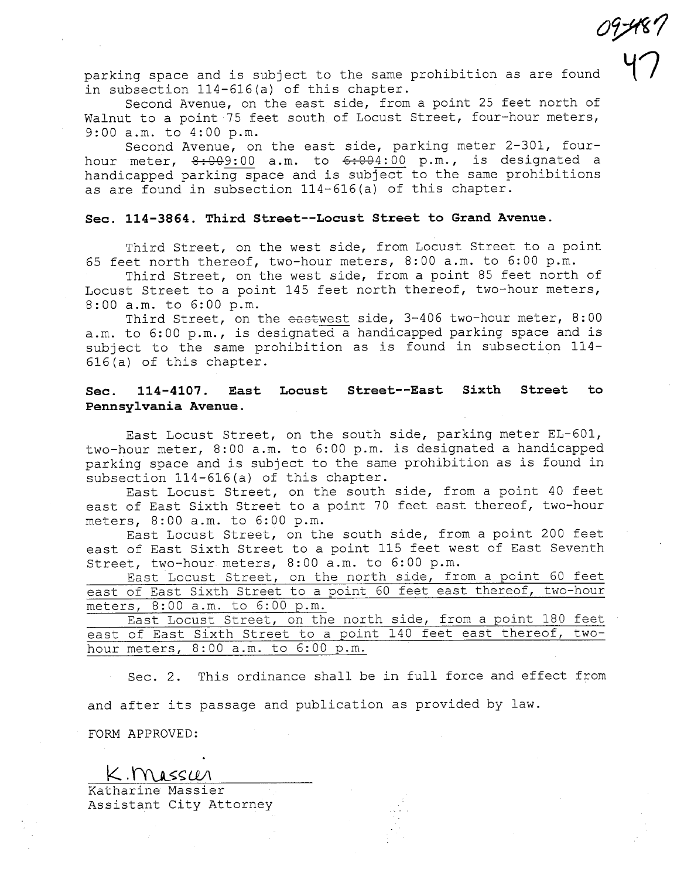09-487

47

parking space and is subject to the same prohibition as are found in subsection 114-616(a) of this chapter.

Second Avenue, on the east side, from a point 25 feet north of Walnut to a point 75 feet south of Locust Street, four-hour meters, 9:00 a.m. to 4:00 p.m.

Second Avenue, on the east side, parking meter 2-301, four-hour meter, ~~8:00~~9:00 a.m. to ~~6:00~~4:00 p.m., is designated a handicapped parking space and is subject to the same prohibitions as are found in subsection 114-616(a) of this chapter.

**Sec. 114-3864. Third Street--Locust Street to Grand Avenue.**

Third Street, on the west side, from Locust Street to a point 65 feet north thereof, two-hour meters, 8:00 a.m. to 6:00 p.m.

Third Street, on the west side, from a point 85 feet north of Locust Street to a point 145 feet north thereof, two-hour meters, 8:00 a.m. to 6:00 p.m.

Third Street, on the ~~east~~west side, 3-406 two-hour meter, 8:00 a.m. to 6:00 p.m., is designated a handicapped parking space and is subject to the same prohibition as is found in subsection 114-616(a) of this chapter.

**Sec. 114-4107. East Locust Street--East Sixth Street to Pennsylvania Avenue.**

East Locust Street, on the south side, parking meter EL-601, two-hour meter, 8:00 a.m. to 6:00 p.m. is designated a handicapped parking space and is subject to the same prohibition as is found in subsection 114-616(a) of this chapter.

East Locust Street, on the south side, from a point 40 feet east of East Sixth Street to a point 70 feet east thereof, two-hour meters, 8:00 a.m. to 6:00 p.m.

East Locust Street, on the south side, from a point 200 feet east of East Sixth Street to a point 115 feet west of East Seventh Street, two-hour meters, 8:00 a.m. to 6:00 p.m.

East Locust Street, on the north side, from a point 60 feet east of East Sixth Street to a point 60 feet east thereof, two-hour meters, 8:00 a.m. to 6:00 p.m.

East Locust Street, on the north side, from a point 180 feet east of East Sixth Street to a point 140 feet east thereof, two-hour meters, 8:00 a.m. to 6:00 p.m.

Sec. 2. This ordinance shall be in full force and effect from and after its passage and publication as provided by law.

FORM APPROVED:

K. Massier

Katharine Massier
Assistant City Attorney